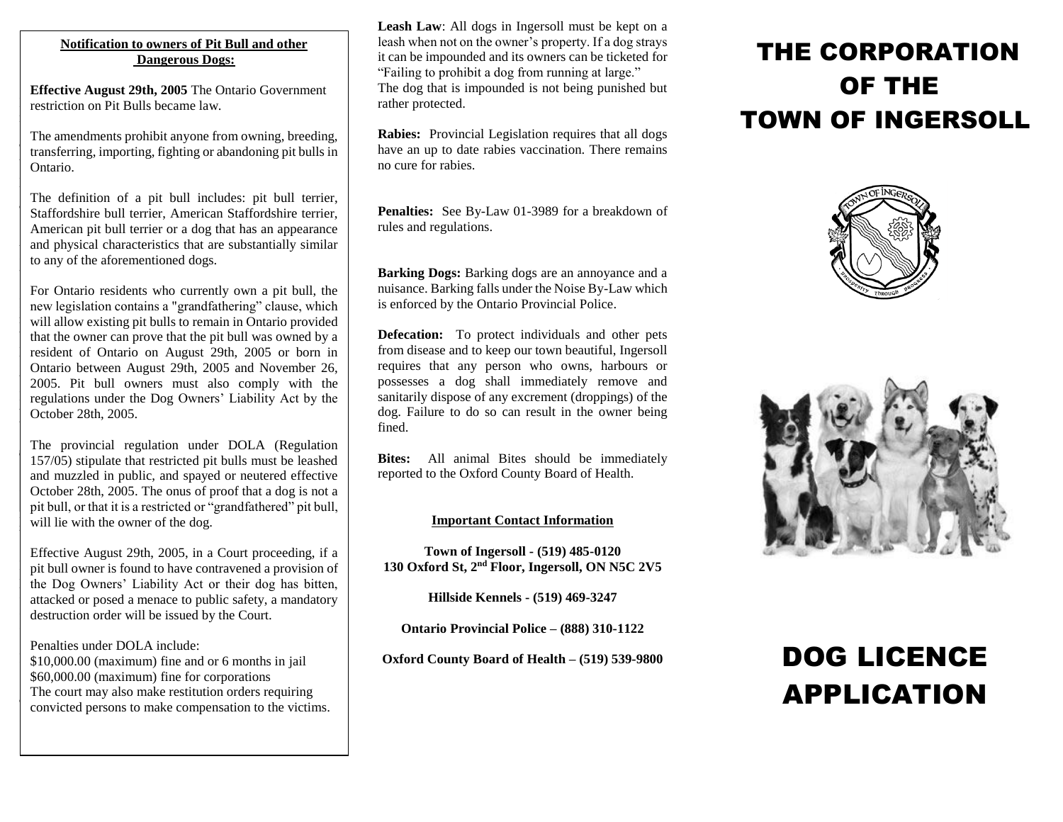**Notification to owners of Pit Bull and other Dangerous Dogs:**

**Effective August 29th, 2005** The Ontario Government restriction on Pit Bulls became law.

The amendments prohibit anyone from owning, breeding, transferring, importing, fighting or abandoning pit bulls in Ontario.

The definition of a pit bull includes: pit bull terrier, Staffordshire bull terrier, American Staffordshire terrier, American pit bull terrier or a dog that has an appearance and physical characteristics that are substantially similar to any of the aforementioned dogs.

For Ontario residents who currently own a pit bull, the new legislation contains a "grandfathering" clause, which will allow existing pit bulls to remain in Ontario provided that the owner can prove that the pit bull was owned by a resident of Ontario on August 29th, 2005 or born in Ontario between August 29th, 2005 and November 26, 2005. Pit bull owners must also comply with the regulations under the Dog Owners' Liability Act by the October 28th, 2005.

The provincial regulation under DOLA (Regulation 157/05) stipulate that restricted pit bulls must be leashed and muzzled in public, and spayed or neutered effective October 28th, 2005. The onus of proof that a dog is not a pit bull, or that it is a restricted or "grandfathered" pit bull, will lie with the owner of the dog.

Effective August 29th, 2005, in a Court proceeding, if a pit bull owner is found to have contravened a provision of the Dog Owners' Liability Act or their dog has bitten, attacked or posed a menace to public safety, a mandatory destruction order will be issued by the Court.

Penalties under DOLA include:
$10,000.00 (maximum) fine and or 6 months in jail
$60,000.00 (maximum) fine for corporations
The court may also make restitution orders requiring convicted persons to make compensation to the victims.

**Leash Law**: All dogs in Ingersoll must be kept on a leash when not on the owner's property. If a dog strays it can be impounded and its owners can be ticketed for "Failing to prohibit a dog from running at large."
The dog that is impounded is not being punished but rather protected.

**Rabies:** Provincial Legislation requires that all dogs have an up to date rabies vaccination. There remains no cure for rabies.

**Penalties:** See By-Law 01-3989 for a breakdown of rules and regulations.

**Barking Dogs:** Barking dogs are an annoyance and a nuisance. Barking falls under the Noise By-Law which is enforced by the Ontario Provincial Police.

**Defecation:** To protect individuals and other pets from disease and to keep our town beautiful, Ingersoll requires that any person who owns, harbours or possesses a dog shall immediately remove and sanitarily dispose of any excrement (droppings) of the dog. Failure to do so can result in the owner being fined.

**Bites:** All animal Bites should be immediately reported to the Oxford County Board of Health.

**Important Contact Information**

**Town of Ingersoll - (519) 485-0120**
**130 Oxford St, 2nd Floor, Ingersoll, ON N5C 2V5**

**Hillside Kennels - (519) 469-3247**

**Ontario Provincial Police – (888) 310-1122**

**Oxford County Board of Health – (519) 539-9800**

# THE CORPORATION OF THE TOWN OF INGERSOLL

# DOG LICENCE APPLICATION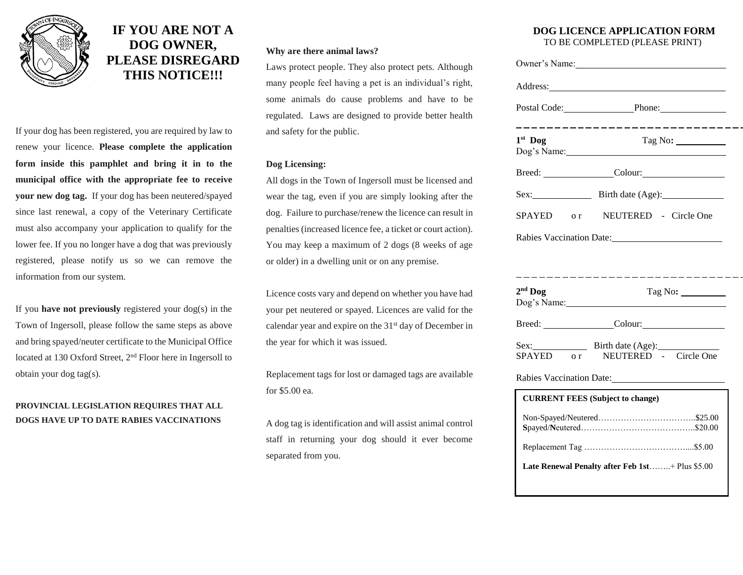# IF YOU ARE NOT A DOG OWNER, PLEASE DISREGARD THIS NOTICE!!!

If your dog has been registered, you are required by law to renew your licence. **Please complete the application form inside this pamphlet and bring it in to the municipal office with the appropriate fee to receive your new dog tag.** If your dog has been neutered/spayed since last renewal, a copy of the Veterinary Certificate must also accompany your application to qualify for the lower fee. If you no longer have a dog that was previously registered, please notify us so we can remove the information from our system.

If you **have not previously** registered your dog(s) in the Town of Ingersoll, please follow the same steps as above and bring spayed/neuter certificate to the Municipal Office located at 130 Oxford Street, 2nd Floor here in Ingersoll to obtain your dog tag(s).

**PROVINCIAL LEGISLATION REQUIRES THAT ALL DOGS HAVE UP TO DATE RABIES VACCINATIONS**

**Why are there animal laws?**

Laws protect people. They also protect pets. Although many people feel having a pet is an individual's right, some animals do cause problems and have to be regulated. Laws are designed to provide better health and safety for the public.

**Dog Licensing:**

All dogs in the Town of Ingersoll must be licensed and wear the tag, even if you are simply looking after the dog. Failure to purchase/renew the licence can result in penalties (increased licence fee, a ticket or court action). You may keep a maximum of 2 dogs (8 weeks of age or older) in a dwelling unit or on any premise.

Licence costs vary and depend on whether you have had your pet neutered or spayed. Licences are valid for the calendar year and expire on the 31st day of December in the year for which it was issued.

Replacement tags for lost or damaged tags are available for $5.00 ea.

A dog tag is identification and will assist animal control staff in returning your dog should it ever become separated from you.

## DOG LICENCE APPLICATION FORM

TO BE COMPLETED (PLEASE PRINT)

Owner's Name: ______________________

Address: ______________________

Postal Code: ____________ Phone: ____________

---

**1st Dog** Tag No: __________

Dog's Name: ______________________

Breed: ____________ Colour: ____________

Sex: __________ Birth date (Age): __________

SPAYED or NEUTERED - Circle One

Rabies Vaccination Date: ______________________

---

**2nd Dog** Tag No: __________

Dog's Name: ______________________

Breed: ____________ Colour: ____________

Sex: __________ Birth date (Age): __________

SPAYED or NEUTERED - Circle One

Rabies Vaccination Date: ______________________

**CURRENT FEES (Subject to change)**

Non-Spayed/Neutered……………………………..$25.00
**S**payed/**N**eutered…………………………………..$20.00

Replacement Tag ………………………………....$5.00

**Late Renewal Penalty after Feb 1st**……..+ Plus $5.00